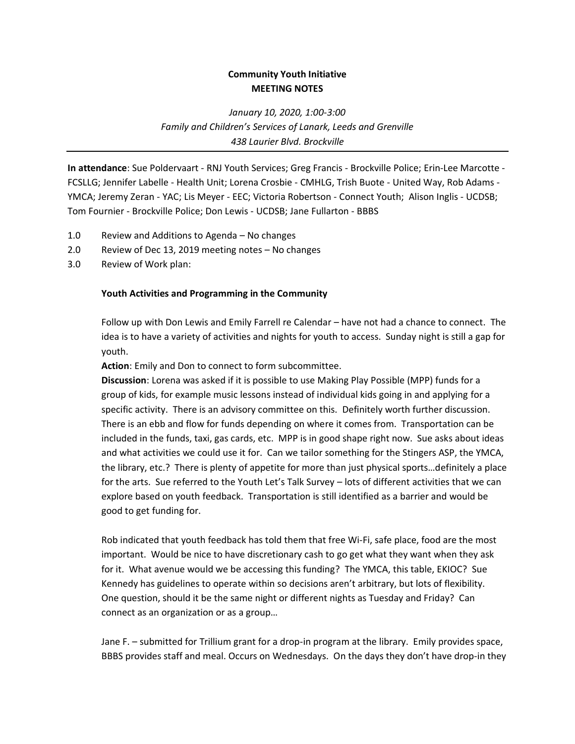**Community Youth Initiative**
**MEETING NOTES**

*January 10, 2020, 1:00-3:00*
*Family and Children's Services of Lanark, Leeds and Grenville*
*438 Laurier Blvd. Brockville*

---

**In attendance**: Sue Poldervaart - RNJ Youth Services; Greg Francis - Brockville Police; Erin-Lee Marcotte - FCSLLG; Jennifer Labelle - Health Unit; Lorena Crosbie - CMHLG, Trish Buote - United Way, Rob Adams - YMCA; Jeremy Zeran - YAC; Lis Meyer - EEC; Victoria Robertson - Connect Youth; Alison Inglis - UCDSB; Tom Fournier - Brockville Police; Don Lewis - UCDSB; Jane Fullarton - BBBS

1.0 Review and Additions to Agenda – No changes
2.0 Review of Dec 13, 2019 meeting notes – No changes
3.0 Review of Work plan:

**Youth Activities and Programming in the Community**

Follow up with Don Lewis and Emily Farrell re Calendar – have not had a chance to connect. The idea is to have a variety of activities and nights for youth to access. Sunday night is still a gap for youth.

**Action**: Emily and Don to connect to form subcommittee.

**Discussion**: Lorena was asked if it is possible to use Making Play Possible (MPP) funds for a group of kids, for example music lessons instead of individual kids going in and applying for a specific activity. There is an advisory committee on this. Definitely worth further discussion. There is an ebb and flow for funds depending on where it comes from. Transportation can be included in the funds, taxi, gas cards, etc. MPP is in good shape right now. Sue asks about ideas and what activities we could use it for. Can we tailor something for the Stingers ASP, the YMCA, the library, etc.? There is plenty of appetite for more than just physical sports…definitely a place for the arts. Sue referred to the Youth Let's Talk Survey – lots of different activities that we can explore based on youth feedback. Transportation is still identified as a barrier and would be good to get funding for.

Rob indicated that youth feedback has told them that free Wi-Fi, safe place, food are the most important. Would be nice to have discretionary cash to go get what they want when they ask for it. What avenue would we be accessing this funding? The YMCA, this table, EKIOC? Sue Kennedy has guidelines to operate within so decisions aren't arbitrary, but lots of flexibility. One question, should it be the same night or different nights as Tuesday and Friday? Can connect as an organization or as a group…

Jane F. – submitted for Trillium grant for a drop-in program at the library. Emily provides space, BBBS provides staff and meal. Occurs on Wednesdays. On the days they don't have drop-in they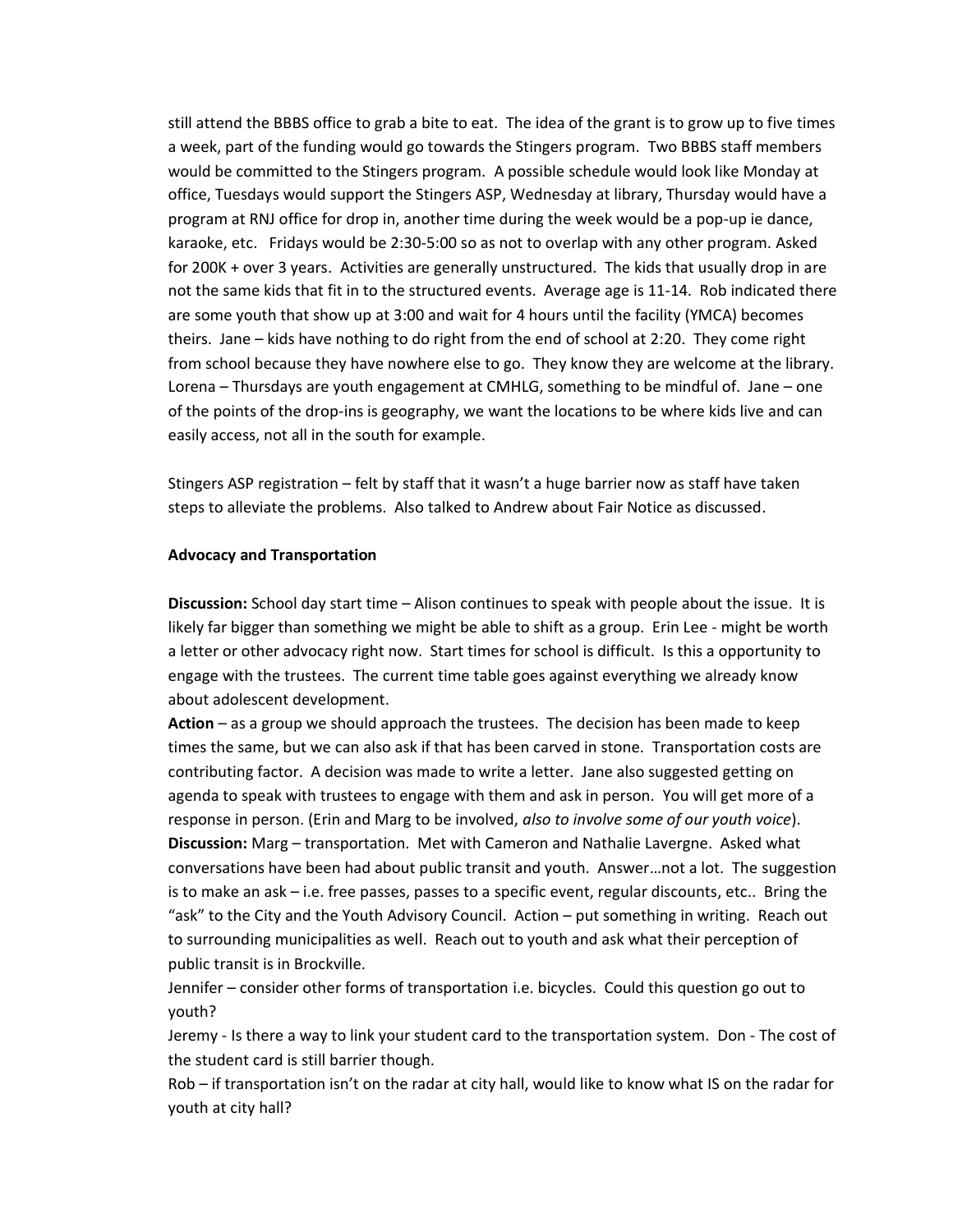still attend the BBBS office to grab a bite to eat. The idea of the grant is to grow up to five times a week, part of the funding would go towards the Stingers program. Two BBBS staff members would be committed to the Stingers program. A possible schedule would look like Monday at office, Tuesdays would support the Stingers ASP, Wednesday at library, Thursday would have a program at RNJ office for drop in, another time during the week would be a pop-up ie dance, karaoke, etc. Fridays would be 2:30-5:00 so as not to overlap with any other program. Asked for 200K + over 3 years. Activities are generally unstructured. The kids that usually drop in are not the same kids that fit in to the structured events. Average age is 11-14. Rob indicated there are some youth that show up at 3:00 and wait for 4 hours until the facility (YMCA) becomes theirs. Jane – kids have nothing to do right from the end of school at 2:20. They come right from school because they have nowhere else to go. They know they are welcome at the library. Lorena – Thursdays are youth engagement at CMHLG, something to be mindful of. Jane – one of the points of the drop-ins is geography, we want the locations to be where kids live and can easily access, not all in the south for example.

Stingers ASP registration – felt by staff that it wasn't a huge barrier now as staff have taken steps to alleviate the problems. Also talked to Andrew about Fair Notice as discussed.

**Advocacy and Transportation**

**Discussion:** School day start time – Alison continues to speak with people about the issue. It is likely far bigger than something we might be able to shift as a group. Erin Lee - might be worth a letter or other advocacy right now. Start times for school is difficult. Is this a opportunity to engage with the trustees. The current time table goes against everything we already know about adolescent development.

**Action** – as a group we should approach the trustees. The decision has been made to keep times the same, but we can also ask if that has been carved in stone. Transportation costs are contributing factor. A decision was made to write a letter. Jane also suggested getting on agenda to speak with trustees to engage with them and ask in person. You will get more of a response in person. (Erin and Marg to be involved, *also to involve some of our youth voice*).

**Discussion:** Marg – transportation. Met with Cameron and Nathalie Lavergne. Asked what conversations have been had about public transit and youth. Answer…not a lot. The suggestion is to make an ask – i.e. free passes, passes to a specific event, regular discounts, etc.. Bring the "ask" to the City and the Youth Advisory Council. Action – put something in writing. Reach out to surrounding municipalities as well. Reach out to youth and ask what their perception of public transit is in Brockville.

Jennifer – consider other forms of transportation i.e. bicycles. Could this question go out to youth?

Jeremy - Is there a way to link your student card to the transportation system. Don - The cost of the student card is still barrier though.

Rob – if transportation isn't on the radar at city hall, would like to know what IS on the radar for youth at city hall?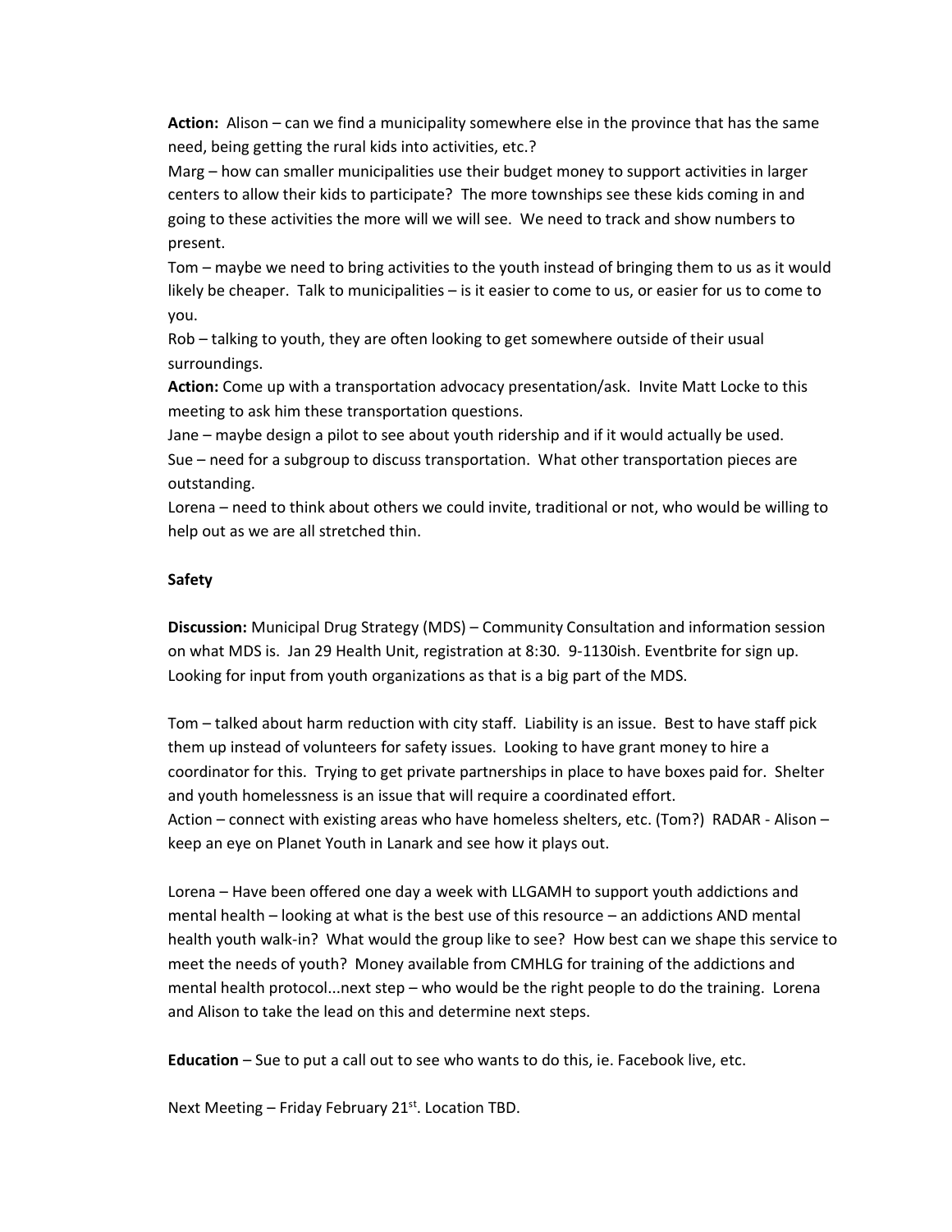**Action:** Alison – can we find a municipality somewhere else in the province that has the same need, being getting the rural kids into activities, etc.?

Marg – how can smaller municipalities use their budget money to support activities in larger centers to allow their kids to participate? The more townships see these kids coming in and going to these activities the more will we will see. We need to track and show numbers to present.

Tom – maybe we need to bring activities to the youth instead of bringing them to us as it would likely be cheaper. Talk to municipalities – is it easier to come to us, or easier for us to come to you.

Rob – talking to youth, they are often looking to get somewhere outside of their usual surroundings.

**Action:** Come up with a transportation advocacy presentation/ask. Invite Matt Locke to this meeting to ask him these transportation questions.

Jane – maybe design a pilot to see about youth ridership and if it would actually be used.

Sue – need for a subgroup to discuss transportation. What other transportation pieces are outstanding.

Lorena – need to think about others we could invite, traditional or not, who would be willing to help out as we are all stretched thin.

**Safety**

**Discussion:** Municipal Drug Strategy (MDS) – Community Consultation and information session on what MDS is. Jan 29 Health Unit, registration at 8:30. 9-1130ish. Eventbrite for sign up. Looking for input from youth organizations as that is a big part of the MDS.

Tom – talked about harm reduction with city staff. Liability is an issue. Best to have staff pick them up instead of volunteers for safety issues. Looking to have grant money to hire a coordinator for this. Trying to get private partnerships in place to have boxes paid for. Shelter and youth homelessness is an issue that will require a coordinated effort.

Action – connect with existing areas who have homeless shelters, etc. (Tom?) RADAR - Alison – keep an eye on Planet Youth in Lanark and see how it plays out.

Lorena – Have been offered one day a week with LLGAMH to support youth addictions and mental health – looking at what is the best use of this resource – an addictions AND mental health youth walk-in? What would the group like to see? How best can we shape this service to meet the needs of youth? Money available from CMHLG for training of the addictions and mental health protocol...next step – who would be the right people to do the training. Lorena and Alison to take the lead on this and determine next steps.

**Education** – Sue to put a call out to see who wants to do this, ie. Facebook live, etc.

Next Meeting – Friday February 21st. Location TBD.